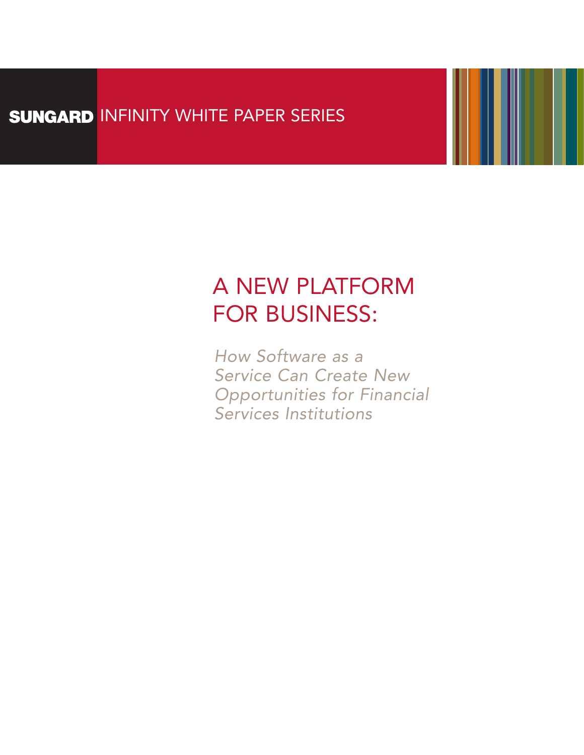**SUNGARD** INFINITY WHITE PAPER SERIES

# A NEW PLATFORM FOR BUSINESS:

*How Software as a Service Can Create New Opportunities for Financial Services Institutions*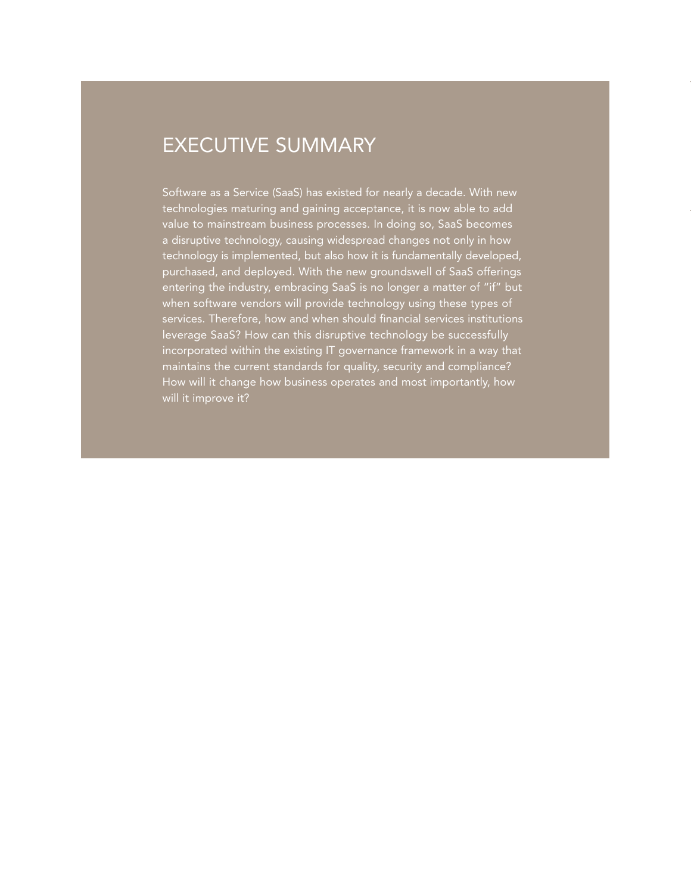# EXECUTIVE SUMMARY

Software as a Service (SaaS) has existed for nearly a decade. With new technologies maturing and gaining acceptance, it is now able to add value to mainstream business processes. In doing so, SaaS becomes a disruptive technology, causing widespread changes not only in how technology is implemented, but also how it is fundamentally developed, purchased, and deployed. With the new groundswell of SaaS offerings entering the industry, embracing SaaS is no longer a matter of "if" but when software vendors will provide technology using these types of services. Therefore, how and when should financial services institutions leverage SaaS? How can this disruptive technology be successfully incorporated within the existing IT governance framework in a way that maintains the current standards for quality, security and compliance? How will it change how business operates and most importantly, how will it improve it?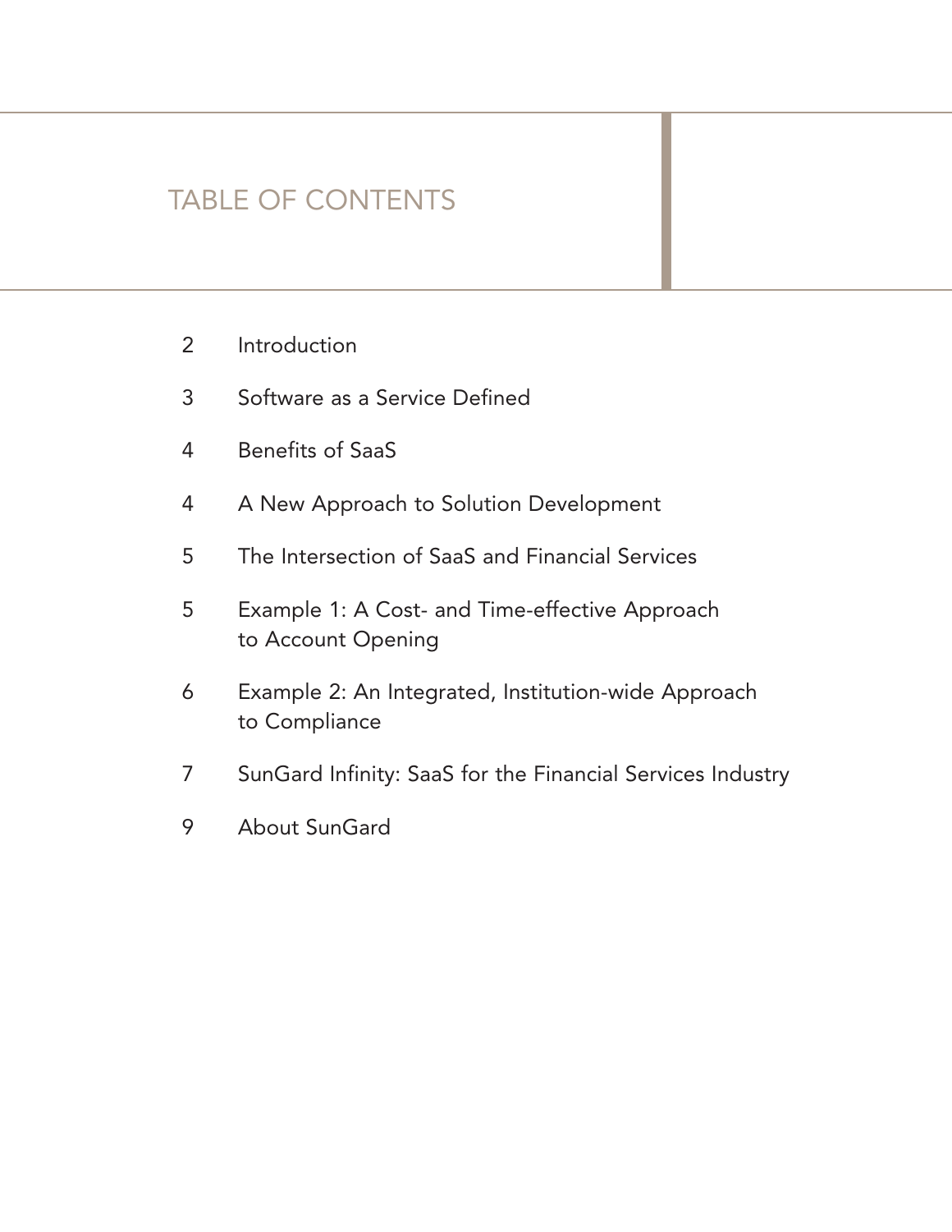## TABLE OF CONTENTS

| | |
|---|---|
| 2 | Introduction |
| 3 | Software as a Service Defined |
| 4 | Benefits of SaaS |
| 4 | A New Approach to Solution Development |
| 5 | The Intersection of SaaS and Financial Services |
| 5 | Example 1: A Cost- and Time-effective Approach to Account Opening |
| 6 | Example 2: An Integrated, Institution-wide Approach to Compliance |
| 7 | SunGard Infinity: SaaS for the Financial Services Industry |
| 9 | About SunGard |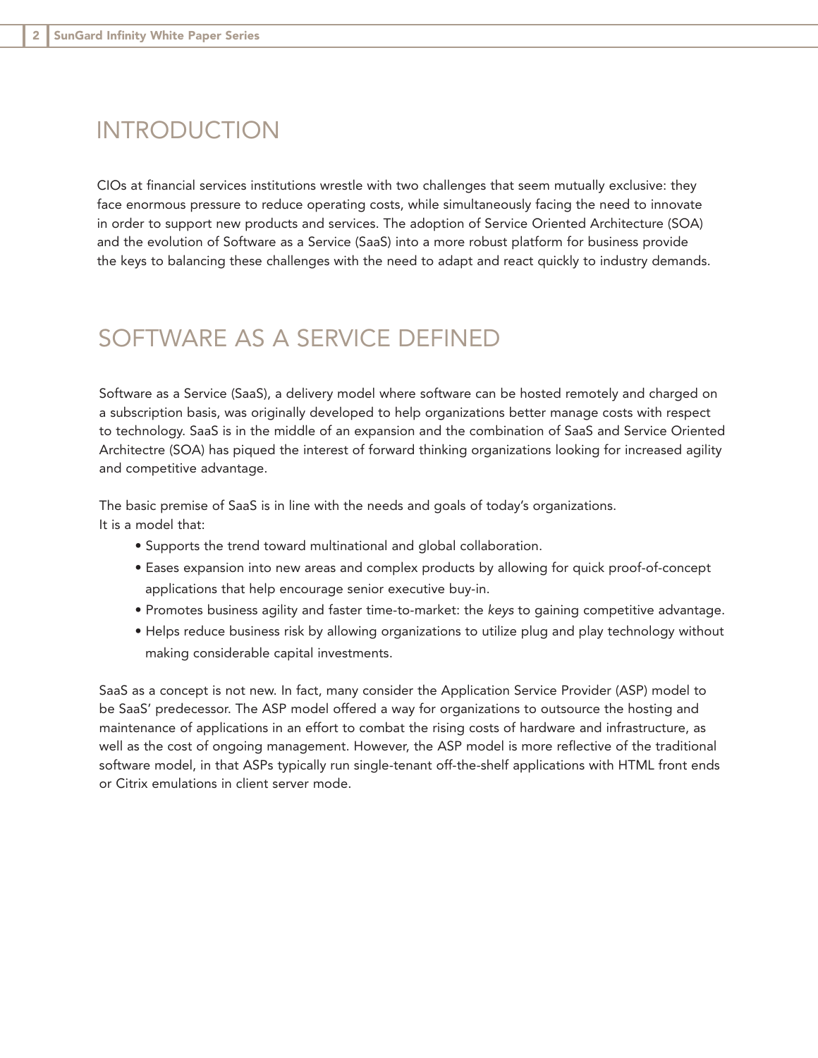## INTRODUCTION

CIOs at financial services institutions wrestle with two challenges that seem mutually exclusive: they face enormous pressure to reduce operating costs, while simultaneously facing the need to innovate in order to support new products and services. The adoption of Service Oriented Architecture (SOA) and the evolution of Software as a Service (SaaS) into a more robust platform for business provide the keys to balancing these challenges with the need to adapt and react quickly to industry demands.

## SOFTWARE AS A SERVICE DEFINED

Software as a Service (SaaS), a delivery model where software can be hosted remotely and charged on a subscription basis, was originally developed to help organizations better manage costs with respect to technology. SaaS is in the middle of an expansion and the combination of SaaS and Service Oriented Architectre (SOA) has piqued the interest of forward thinking organizations looking for increased agility and competitive advantage.

The basic premise of SaaS is in line with the needs and goals of today's organizations.
It is a model that:

- Supports the trend toward multinational and global collaboration.
- Eases expansion into new areas and complex products by allowing for quick proof-of-concept applications that help encourage senior executive buy-in.
- Promotes business agility and faster time-to-market: the *keys* to gaining competitive advantage.
- Helps reduce business risk by allowing organizations to utilize plug and play technology without making considerable capital investments.

SaaS as a concept is not new. In fact, many consider the Application Service Provider (ASP) model to be SaaS' predecessor. The ASP model offered a way for organizations to outsource the hosting and maintenance of applications in an effort to combat the rising costs of hardware and infrastructure, as well as the cost of ongoing management. However, the ASP model is more reflective of the traditional software model, in that ASPs typically run single-tenant off-the-shelf applications with HTML front ends or Citrix emulations in client server mode.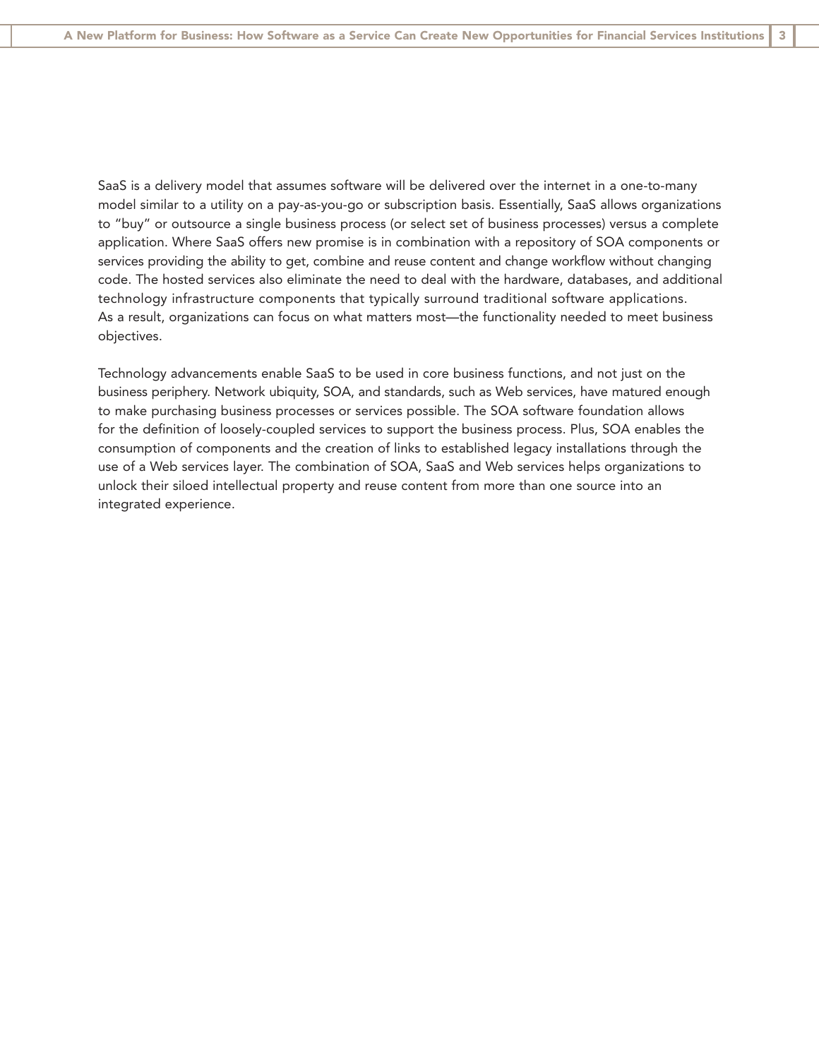SaaS is a delivery model that assumes software will be delivered over the internet in a one-to-many model similar to a utility on a pay-as-you-go or subscription basis. Essentially, SaaS allows organizations to "buy" or outsource a single business process (or select set of business processes) versus a complete application. Where SaaS offers new promise is in combination with a repository of SOA components or services providing the ability to get, combine and reuse content and change workflow without changing code. The hosted services also eliminate the need to deal with the hardware, databases, and additional technology infrastructure components that typically surround traditional software applications. As a result, organizations can focus on what matters most—the functionality needed to meet business objectives.

Technology advancements enable SaaS to be used in core business functions, and not just on the business periphery. Network ubiquity, SOA, and standards, such as Web services, have matured enough to make purchasing business processes or services possible. The SOA software foundation allows for the definition of loosely-coupled services to support the business process. Plus, SOA enables the consumption of components and the creation of links to established legacy installations through the use of a Web services layer. The combination of SOA, SaaS and Web services helps organizations to unlock their siloed intellectual property and reuse content from more than one source into an integrated experience.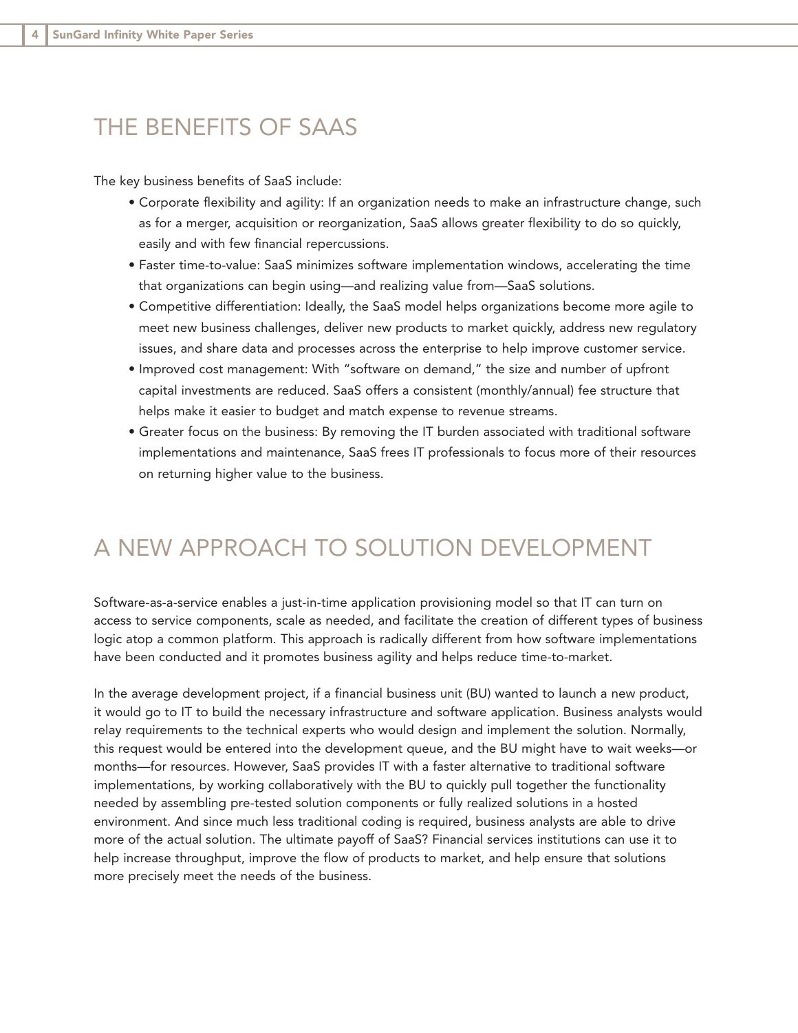## THE BENEFITS OF SAAS

The key business benefits of SaaS include:

- Corporate flexibility and agility: If an organization needs to make an infrastructure change, such as for a merger, acquisition or reorganization, SaaS allows greater flexibility to do so quickly, easily and with few financial repercussions.
- Faster time-to-value: SaaS minimizes software implementation windows, accelerating the time that organizations can begin using—and realizing value from—SaaS solutions.
- Competitive differentiation: Ideally, the SaaS model helps organizations become more agile to meet new business challenges, deliver new products to market quickly, address new regulatory issues, and share data and processes across the enterprise to help improve customer service.
- Improved cost management: With "software on demand," the size and number of upfront capital investments are reduced. SaaS offers a consistent (monthly/annual) fee structure that helps make it easier to budget and match expense to revenue streams.
- Greater focus on the business: By removing the IT burden associated with traditional software implementations and maintenance, SaaS frees IT professionals to focus more of their resources on returning higher value to the business.

## A NEW APPROACH TO SOLUTION DEVELOPMENT

Software-as-a-service enables a just-in-time application provisioning model so that IT can turn on access to service components, scale as needed, and facilitate the creation of different types of business logic atop a common platform. This approach is radically different from how software implementations have been conducted and it promotes business agility and helps reduce time-to-market.

In the average development project, if a financial business unit (BU) wanted to launch a new product, it would go to IT to build the necessary infrastructure and software application. Business analysts would relay requirements to the technical experts who would design and implement the solution. Normally, this request would be entered into the development queue, and the BU might have to wait weeks—or months—for resources. However, SaaS provides IT with a faster alternative to traditional software implementations, by working collaboratively with the BU to quickly pull together the functionality needed by assembling pre-tested solution components or fully realized solutions in a hosted environment. And since much less traditional coding is required, business analysts are able to drive more of the actual solution. The ultimate payoff of SaaS? Financial services institutions can use it to help increase throughput, improve the flow of products to market, and help ensure that solutions more precisely meet the needs of the business.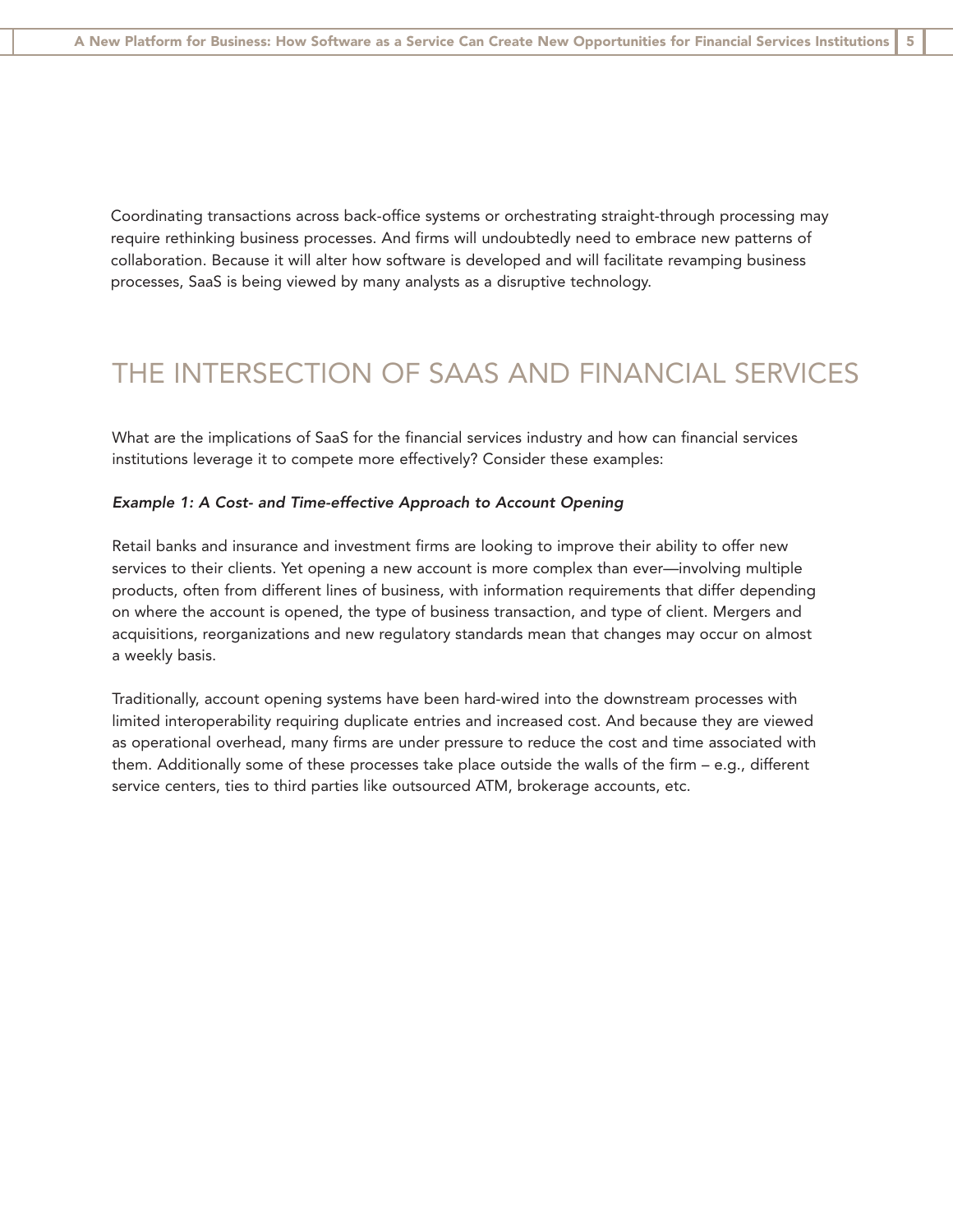Coordinating transactions across back-office systems or orchestrating straight-through processing may require rethinking business processes. And firms will undoubtedly need to embrace new patterns of collaboration. Because it will alter how software is developed and will facilitate revamping business processes, SaaS is being viewed by many analysts as a disruptive technology.

## THE INTERSECTION OF SAAS AND FINANCIAL SERVICES

What are the implications of SaaS for the financial services industry and how can financial services institutions leverage it to compete more effectively? Consider these examples:

***Example 1: A Cost- and Time-effective Approach to Account Opening***

Retail banks and insurance and investment firms are looking to improve their ability to offer new services to their clients. Yet opening a new account is more complex than ever—involving multiple products, often from different lines of business, with information requirements that differ depending on where the account is opened, the type of business transaction, and type of client. Mergers and acquisitions, reorganizations and new regulatory standards mean that changes may occur on almost a weekly basis.

Traditionally, account opening systems have been hard-wired into the downstream processes with limited interoperability requiring duplicate entries and increased cost. And because they are viewed as operational overhead, many firms are under pressure to reduce the cost and time associated with them. Additionally some of these processes take place outside the walls of the firm – e.g., different service centers, ties to third parties like outsourced ATM, brokerage accounts, etc.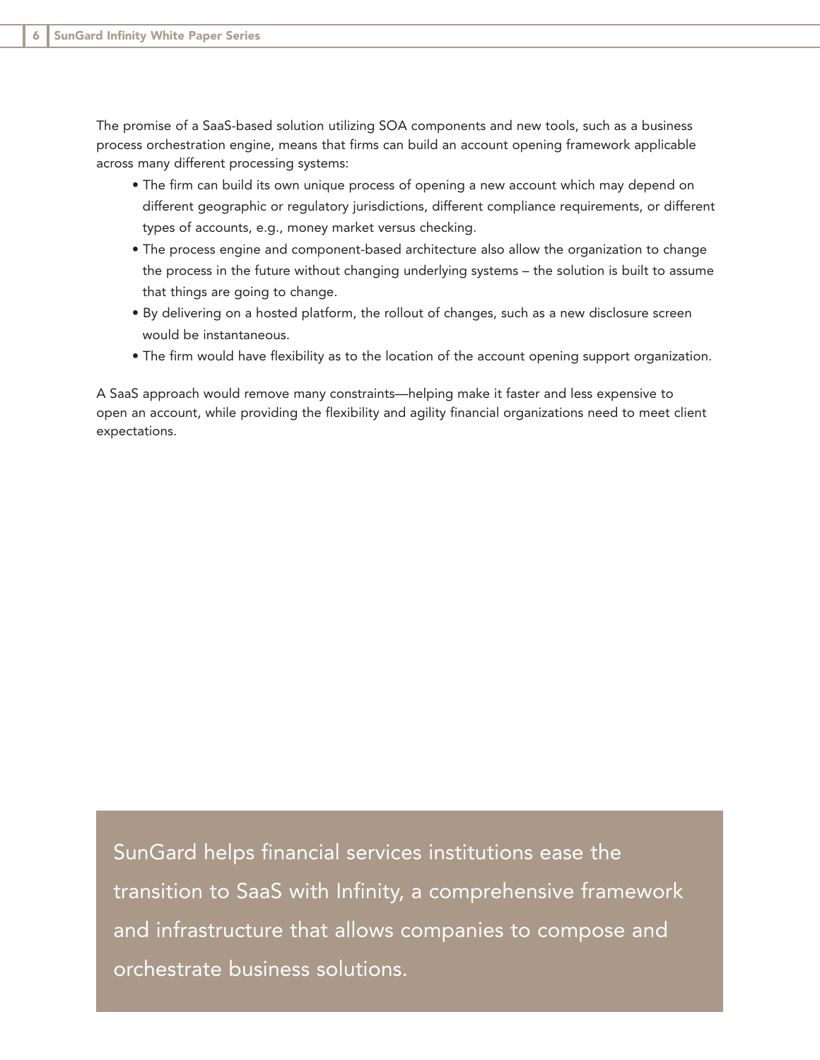The promise of a SaaS-based solution utilizing SOA components and new tools, such as a business process orchestration engine, means that firms can build an account opening framework applicable across many different processing systems:

- The firm can build its own unique process of opening a new account which may depend on different geographic or regulatory jurisdictions, different compliance requirements, or different types of accounts, e.g., money market versus checking.
- The process engine and component-based architecture also allow the organization to change the process in the future without changing underlying systems – the solution is built to assume that things are going to change.
- By delivering on a hosted platform, the rollout of changes, such as a new disclosure screen would be instantaneous.
- The firm would have flexibility as to the location of the account opening support organization.

A SaaS approach would remove many constraints—helping make it faster and less expensive to open an account, while providing the flexibility and agility financial organizations need to meet client expectations.

SunGard helps financial services institutions ease the transition to SaaS with Infinity, a comprehensive framework and infrastructure that allows companies to compose and orchestrate business solutions.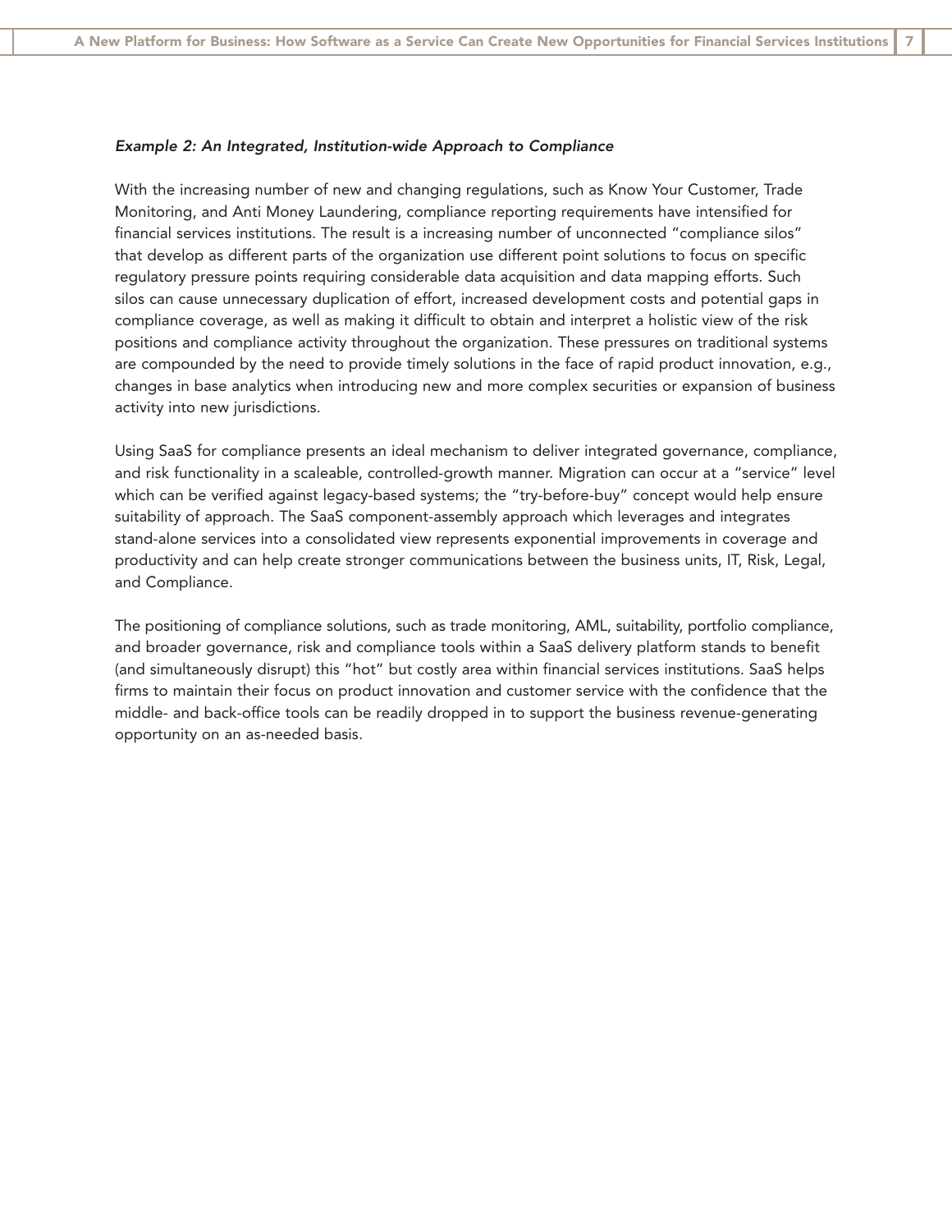*Example 2: An Integrated, Institution-wide Approach to Compliance*

With the increasing number of new and changing regulations, such as Know Your Customer, Trade Monitoring, and Anti Money Laundering, compliance reporting requirements have intensified for financial services institutions. The result is a increasing number of unconnected "compliance silos" that develop as different parts of the organization use different point solutions to focus on specific regulatory pressure points requiring considerable data acquisition and data mapping efforts. Such silos can cause unnecessary duplication of effort, increased development costs and potential gaps in compliance coverage, as well as making it difficult to obtain and interpret a holistic view of the risk positions and compliance activity throughout the organization. These pressures on traditional systems are compounded by the need to provide timely solutions in the face of rapid product innovation, e.g., changes in base analytics when introducing new and more complex securities or expansion of business activity into new jurisdictions.

Using SaaS for compliance presents an ideal mechanism to deliver integrated governance, compliance, and risk functionality in a scaleable, controlled-growth manner. Migration can occur at a "service" level which can be verified against legacy-based systems; the "try-before-buy" concept would help ensure suitability of approach. The SaaS component-assembly approach which leverages and integrates stand-alone services into a consolidated view represents exponential improvements in coverage and productivity and can help create stronger communications between the business units, IT, Risk, Legal, and Compliance.

The positioning of compliance solutions, such as trade monitoring, AML, suitability, portfolio compliance, and broader governance, risk and compliance tools within a SaaS delivery platform stands to benefit (and simultaneously disrupt) this "hot" but costly area within financial services institutions. SaaS helps firms to maintain their focus on product innovation and customer service with the confidence that the middle- and back-office tools can be readily dropped in to support the business revenue-generating opportunity on an as-needed basis.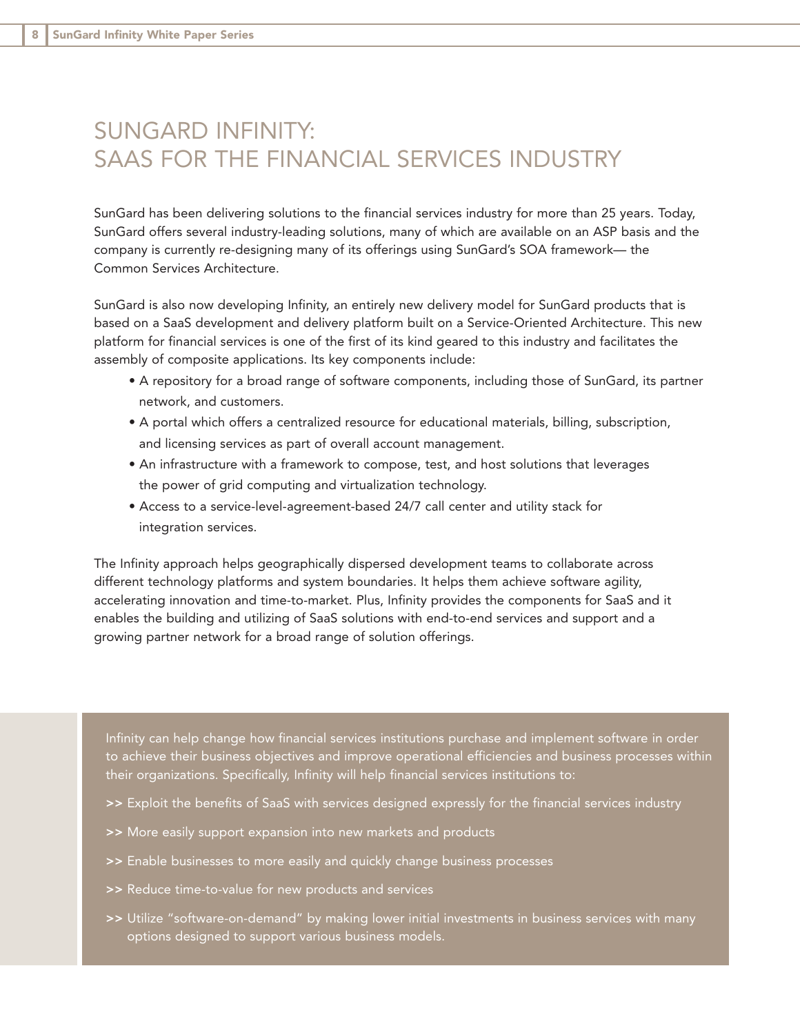# SUNGARD INFINITY: SAAS FOR THE FINANCIAL SERVICES INDUSTRY

SunGard has been delivering solutions to the financial services industry for more than 25 years. Today, SunGard offers several industry-leading solutions, many of which are available on an ASP basis and the company is currently re-designing many of its offerings using SunGard's SOA framework— the Common Services Architecture.

SunGard is also now developing Infinity, an entirely new delivery model for SunGard products that is based on a SaaS development and delivery platform built on a Service-Oriented Architecture. This new platform for financial services is one of the first of its kind geared to this industry and facilitates the assembly of composite applications. Its key components include:

- A repository for a broad range of software components, including those of SunGard, its partner network, and customers.
- A portal which offers a centralized resource for educational materials, billing, subscription, and licensing services as part of overall account management.
- An infrastructure with a framework to compose, test, and host solutions that leverages the power of grid computing and virtualization technology.
- Access to a service-level-agreement-based 24/7 call center and utility stack for integration services.

The Infinity approach helps geographically dispersed development teams to collaborate across different technology platforms and system boundaries. It helps them achieve software agility, accelerating innovation and time-to-market. Plus, Infinity provides the components for SaaS and it enables the building and utilizing of SaaS solutions with end-to-end services and support and a growing partner network for a broad range of solution offerings.

Infinity can help change how financial services institutions purchase and implement software in order to achieve their business objectives and improve operational efficiencies and business processes within their organizations. Specifically, Infinity will help financial services institutions to:

- Exploit the benefits of SaaS with services designed expressly for the financial services industry
- More easily support expansion into new markets and products
- Enable businesses to more easily and quickly change business processes
- Reduce time-to-value for new products and services
- Utilize "software-on-demand" by making lower initial investments in business services with many options designed to support various business models.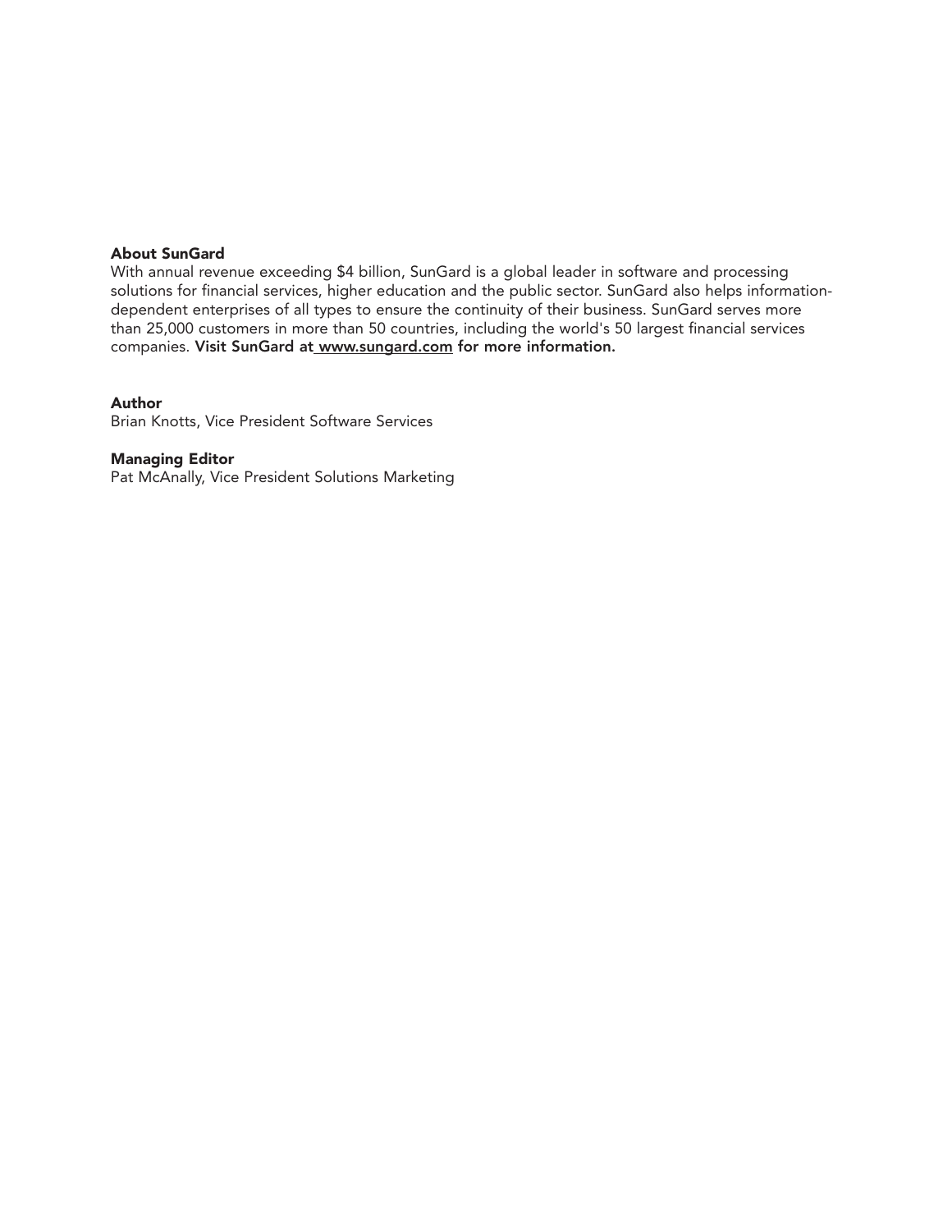**About SunGard**

With annual revenue exceeding $4 billion, SunGard is a global leader in software and processing solutions for financial services, higher education and the public sector. SunGard also helps information-dependent enterprises of all types to ensure the continuity of their business. SunGard serves more than 25,000 customers in more than 50 countries, including the world's 50 largest financial services companies. **Visit SunGard at www.sungard.com for more information.**

**Author**

Brian Knotts, Vice President Software Services

**Managing Editor**

Pat McAnally, Vice President Solutions Marketing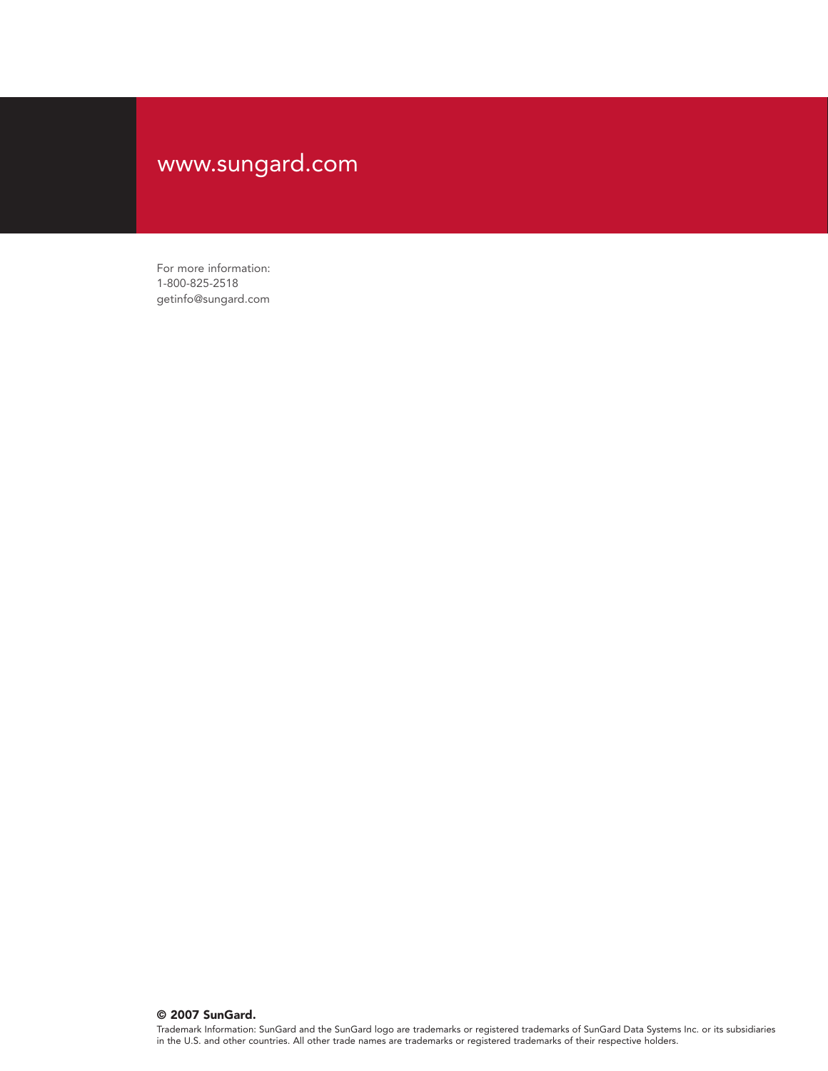www.sungard.com

For more information:
1-800-825-2518
getinfo@sungard.com

**© 2007 SunGard.**

Trademark Information: SunGard and the SunGard logo are trademarks or registered trademarks of SunGard Data Systems Inc. or its subsidiaries in the U.S. and other countries. All other trade names are trademarks or registered trademarks of their respective holders.